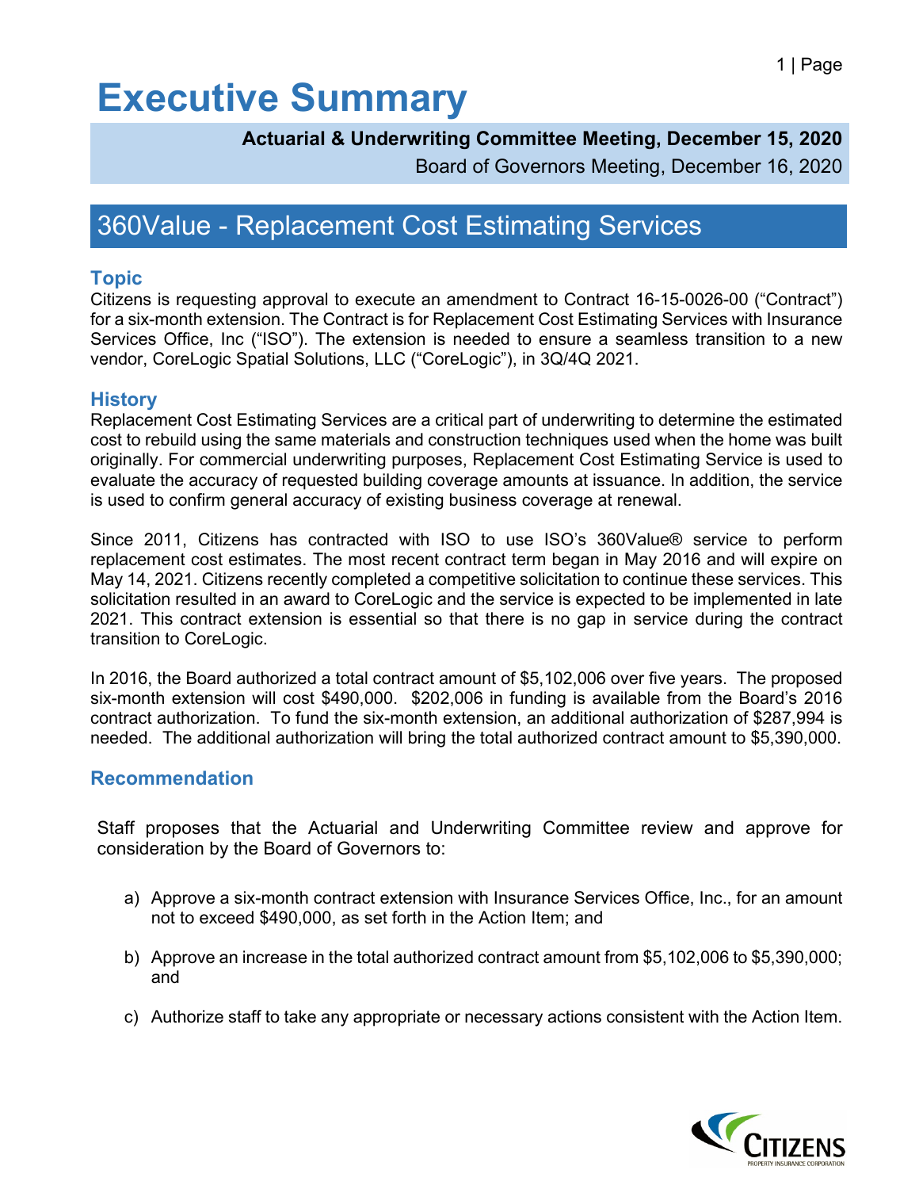# Executive Summary

**Actuarial & Underwriting Committee Meeting, December 15, 2020**

Board of Governors Meeting, December 16, 2020

## 360Value - Replacement Cost Estimating Services

### Topic

Citizens is requesting approval to execute an amendment to Contract 16-15-0026-00 ("Contract") for a six-month extension. The Contract is for Replacement Cost Estimating Services with Insurance Services Office, Inc ("ISO"). The extension is needed to ensure a seamless transition to a new vendor, CoreLogic Spatial Solutions, LLC ("CoreLogic"), in 3Q/4Q 2021.

### History

Replacement Cost Estimating Services are a critical part of underwriting to determine the estimated cost to rebuild using the same materials and construction techniques used when the home was built originally. For commercial underwriting purposes, Replacement Cost Estimating Service is used to evaluate the accuracy of requested building coverage amounts at issuance. In addition, the service is used to confirm general accuracy of existing business coverage at renewal.

Since 2011, Citizens has contracted with ISO to use ISO's 360Value® service to perform replacement cost estimates. The most recent contract term began in May 2016 and will expire on May 14, 2021. Citizens recently completed a competitive solicitation to continue these services. This solicitation resulted in an award to CoreLogic and the service is expected to be implemented in late 2021. This contract extension is essential so that there is no gap in service during the contract transition to CoreLogic.

In 2016, the Board authorized a total contract amount of $5,102,006 over five years. The proposed six-month extension will cost $490,000. $202,006 in funding is available from the Board's 2016 contract authorization. To fund the six-month extension, an additional authorization of $287,994 is needed. The additional authorization will bring the total authorized contract amount to $5,390,000.

### Recommendation

Staff proposes that the Actuarial and Underwriting Committee review and approve for consideration by the Board of Governors to:

a) Approve a six-month contract extension with Insurance Services Office, Inc., for an amount not to exceed $490,000, as set forth in the Action Item; and

b) Approve an increase in the total authorized contract amount from $5,102,006 to $5,390,000; and

c) Authorize staff to take any appropriate or necessary actions consistent with the Action Item.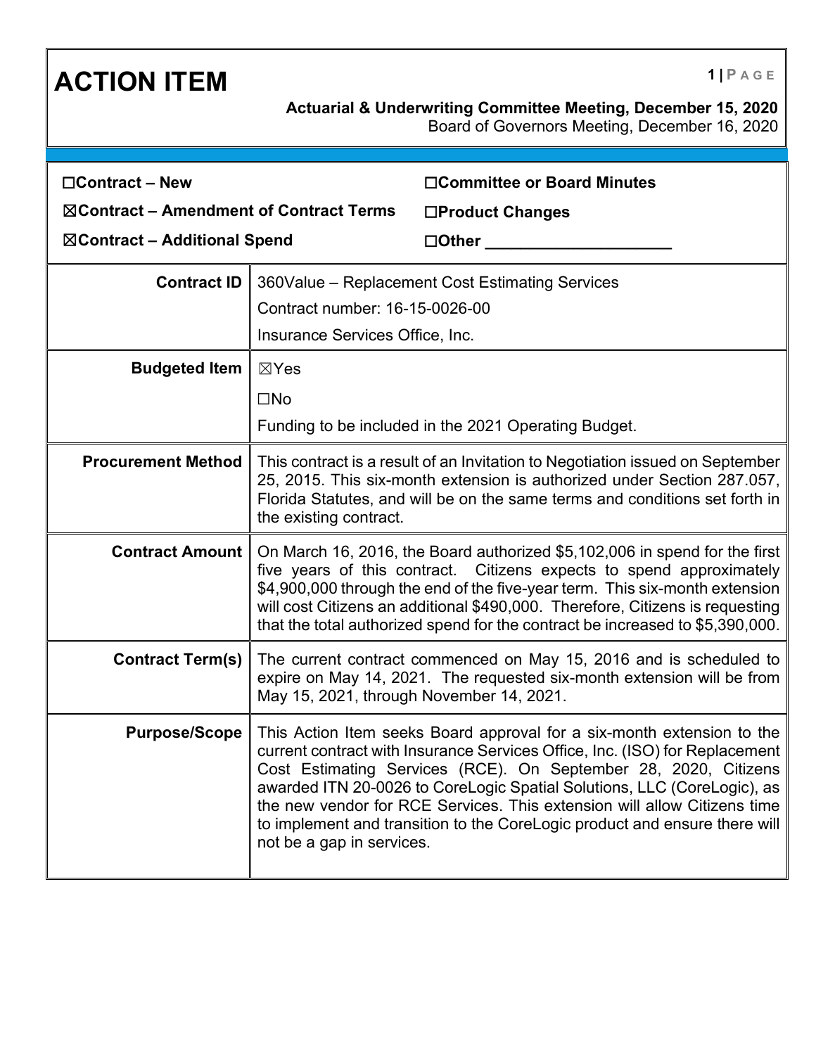# ACTION ITEM

**Actuarial & Underwriting Committee Meeting, December 15, 2020**
Board of Governors Meeting, December 16, 2020

| | |
|---|---|
| ☐**Contract – New** | ☐**Committee or Board Minutes** |
| ☒**Contract – Amendment of Contract Terms** | ☐**Product Changes** |
| ☒**Contract – Additional Spend** | ☐**Other** ____________________ |

| | |
|---|---|
| **Contract ID** | 360Value – Replacement Cost Estimating Services<br>Contract number: 16-15-0026-00<br>Insurance Services Office, Inc. |
| **Budgeted Item** | ☒Yes<br>☐No<br>Funding to be included in the 2021 Operating Budget. |
| **Procurement Method** | This contract is a result of an Invitation to Negotiation issued on September 25, 2015. This six-month extension is authorized under Section 287.057, Florida Statutes, and will be on the same terms and conditions set forth in the existing contract. |
| **Contract Amount** | On March 16, 2016, the Board authorized $5,102,006 in spend for the first five years of this contract. Citizens expects to spend approximately $4,900,000 through the end of the five-year term. This six-month extension will cost Citizens an additional $490,000. Therefore, Citizens is requesting that the total authorized spend for the contract be increased to $5,390,000. |
| **Contract Term(s)** | The current contract commenced on May 15, 2016 and is scheduled to expire on May 14, 2021. The requested six-month extension will be from May 15, 2021, through November 14, 2021. |
| **Purpose/Scope** | This Action Item seeks Board approval for a six-month extension to the current contract with Insurance Services Office, Inc. (ISO) for Replacement Cost Estimating Services (RCE). On September 28, 2020, Citizens awarded ITN 20-0026 to CoreLogic Spatial Solutions, LLC (CoreLogic), as the new vendor for RCE Services. This extension will allow Citizens time to implement and transition to the CoreLogic product and ensure there will not be a gap in services. |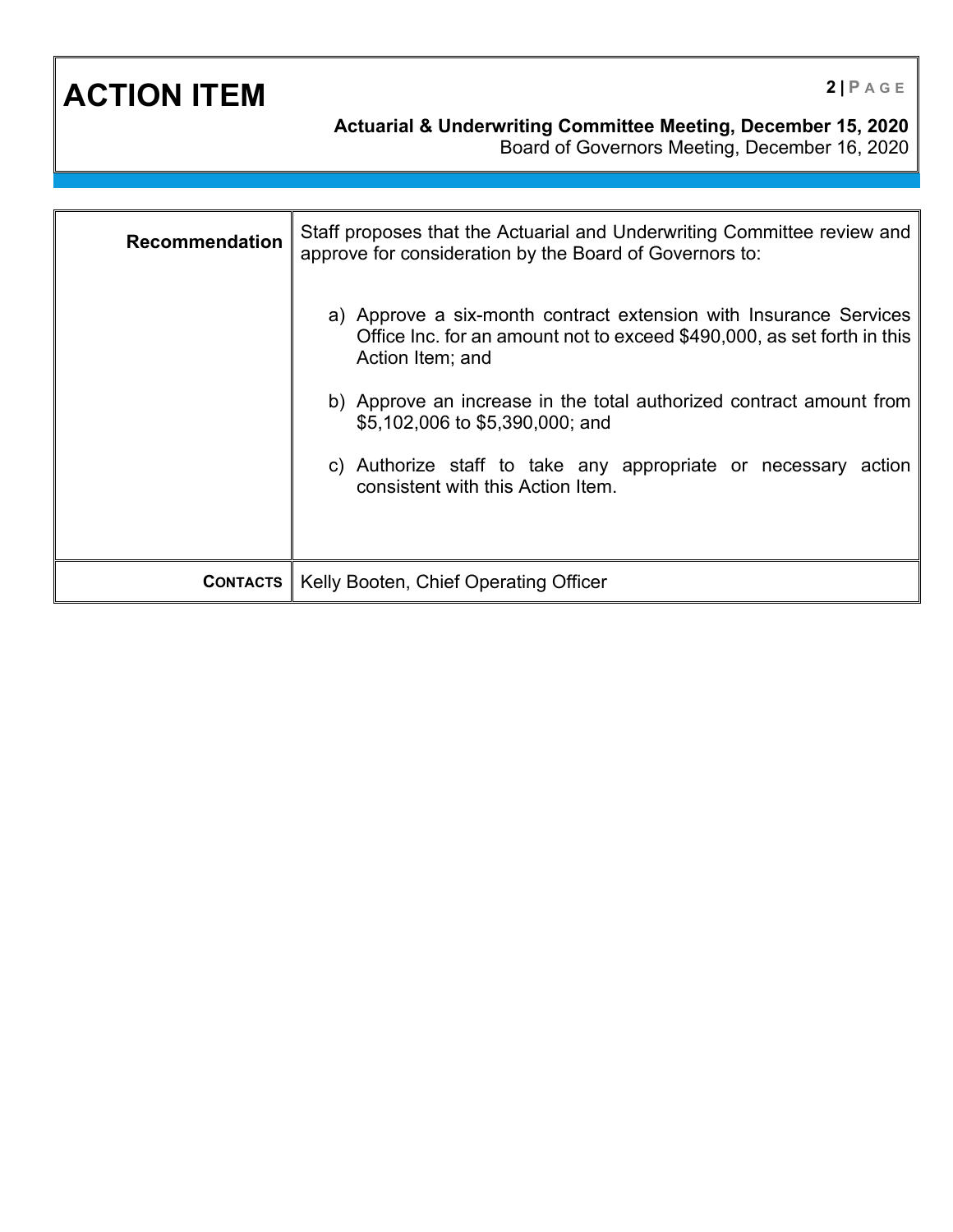# ACTION ITEM

**Actuarial & Underwriting Committee Meeting, December 15, 2020**
Board of Governors Meeting, December 16, 2020

| | |
|---|---|
| **Recommendation** | Staff proposes that the Actuarial and Underwriting Committee review and approve for consideration by the Board of Governors to:<br><br>a) Approve a six-month contract extension with Insurance Services Office Inc. for an amount not to exceed $490,000, as set forth in this Action Item; and<br><br>b) Approve an increase in the total authorized contract amount from $5,102,006 to $5,390,000; and<br><br>c) Authorize staff to take any appropriate or necessary action consistent with this Action Item. |
| **CONTACTS** | Kelly Booten, Chief Operating Officer |